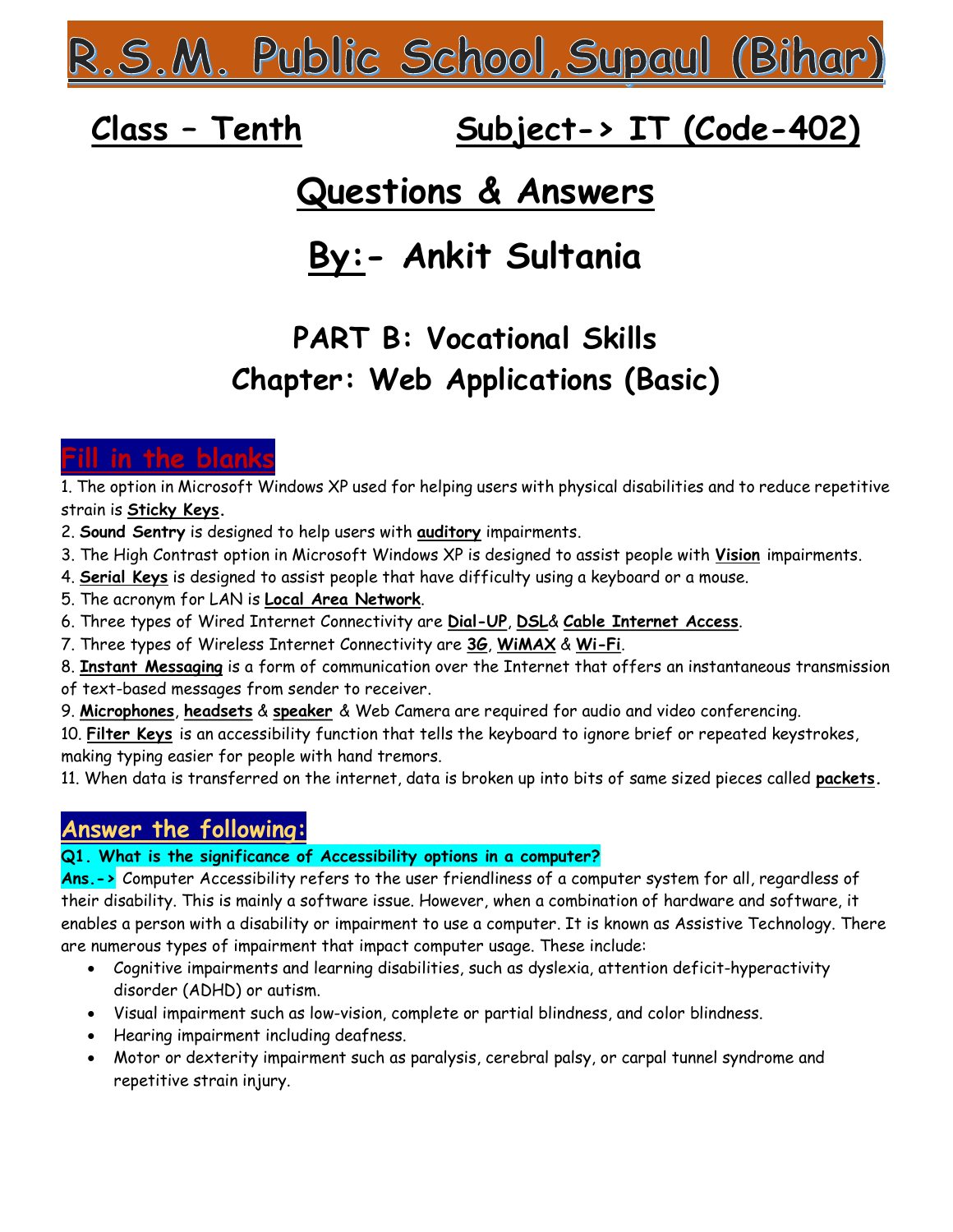# R.S.M. Public School, Supaul (Bihar)

## Class – Tenth Subject-> IT (Code-402)

# Questions & Answers

# By:- Ankit Sultania

## PART B: Vocational Skills
## Chapter: Web Applications (Basic)

## Fill in the blanks

1. The option in Microsoft Windows XP used for helping users with physical disabilities and to reduce repetitive strain is **Sticky Keys.**
2. **Sound Sentry** is designed to help users with **auditory** impairments.
3. The High Contrast option in Microsoft Windows XP is designed to assist people with **Vision** impairments.
4. **Serial Keys** is designed to assist people that have difficulty using a keyboard or a mouse.
5. The acronym for LAN is **Local Area Network**.
6. Three types of Wired Internet Connectivity are **Dial-UP**, **DSL**& **Cable Internet Access**.
7. Three types of Wireless Internet Connectivity are **3G**, **WiMAX** & **Wi-Fi**.
8. **Instant Messaging** is a form of communication over the Internet that offers an instantaneous transmission of text-based messages from sender to receiver.
9. **Microphones**, **headsets** & **speaker** & Web Camera are required for audio and video conferencing.
10. **Filter Keys** is an accessibility function that tells the keyboard to ignore brief or repeated keystrokes, making typing easier for people with hand tremors.
11. When data is transferred on the internet, data is broken up into bits of same sized pieces called **packets.**

## Answer the following:

**Q1. What is the significance of Accessibility options in a computer?**

**Ans.->** Computer Accessibility refers to the user friendliness of a computer system for all, regardless of their disability. This is mainly a software issue. However, when a combination of hardware and software, it enables a person with a disability or impairment to use a computer. It is known as Assistive Technology. There are numerous types of impairment that impact computer usage. These include:

- Cognitive impairments and learning disabilities, such as dyslexia, attention deficit-hyperactivity disorder (ADHD) or autism.
- Visual impairment such as low-vision, complete or partial blindness, and color blindness.
- Hearing impairment including deafness.
- Motor or dexterity impairment such as paralysis, cerebral palsy, or carpal tunnel syndrome and repetitive strain injury.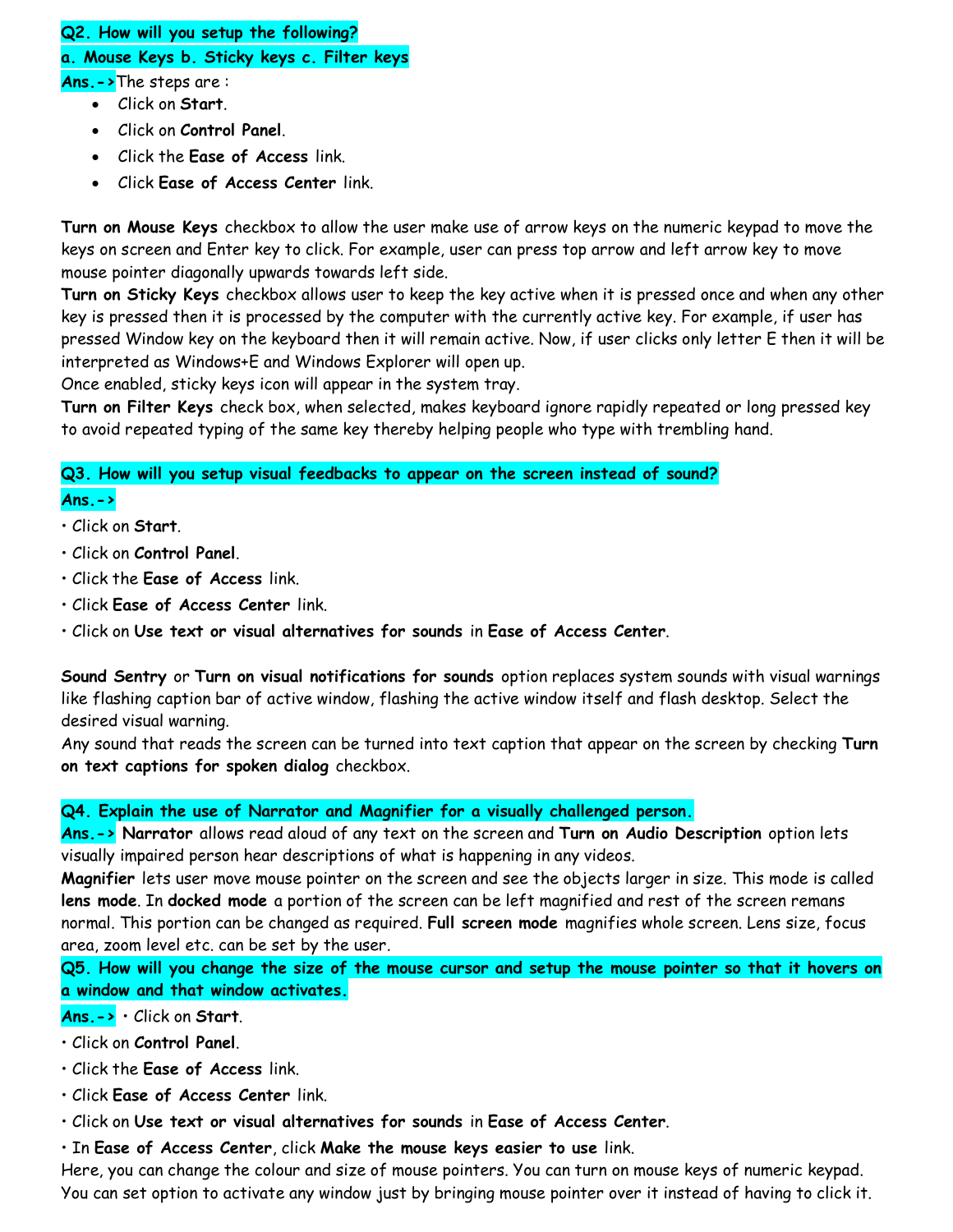**Q2. How will you setup the following?**

**a. Mouse Keys b. Sticky keys c. Filter keys**

**Ans.->** The steps are :

- Click on **Start**.
- Click on **Control Panel**.
- Click the **Ease of Access** link.
- Click **Ease of Access Center** link.

**Turn on Mouse Keys** checkbox to allow the user make use of arrow keys on the numeric keypad to move the keys on screen and Enter key to click. For example, user can press top arrow and left arrow key to move mouse pointer diagonally upwards towards left side.

**Turn on Sticky Keys** checkbox allows user to keep the key active when it is pressed once and when any other key is pressed then it is processed by the computer with the currently active key. For example, if user has pressed Window key on the keyboard then it will remain active. Now, if user clicks only letter E then it will be interpreted as Windows+E and Windows Explorer will open up.

Once enabled, sticky keys icon will appear in the system tray.

**Turn on Filter Keys** check box, when selected, makes keyboard ignore rapidly repeated or long pressed key to avoid repeated typing of the same key thereby helping people who type with trembling hand.

**Q3. How will you setup visual feedbacks to appear on the screen instead of sound?**

**Ans.->**

- Click on **Start**.
- Click on **Control Panel**.
- Click the **Ease of Access** link.
- Click **Ease of Access Center** link.
- Click on **Use text or visual alternatives for sounds** in **Ease of Access Center**.

**Sound Sentry** or **Turn on visual notifications for sounds** option replaces system sounds with visual warnings like flashing caption bar of active window, flashing the active window itself and flash desktop. Select the desired visual warning.

Any sound that reads the screen can be turned into text caption that appear on the screen by checking **Turn on text captions for spoken dialog** checkbox.

**Q4. Explain the use of Narrator and Magnifier for a visually challenged person.**

**Ans.-> Narrator** allows read aloud of any text on the screen and **Turn on Audio Description** option lets visually impaired person hear descriptions of what is happening in any videos.

**Magnifier** lets user move mouse pointer on the screen and see the objects larger in size. This mode is called **lens mode**. In **docked mode** a portion of the screen can be left magnified and rest of the screen remans normal. This portion can be changed as required. **Full screen mode** magnifies whole screen. Lens size, focus area, zoom level etc. can be set by the user.

**Q5. How will you change the size of the mouse cursor and setup the mouse pointer so that it hovers on a window and that window activates.**

**Ans.->**

- Click on **Start**.
- Click on **Control Panel**.
- Click the **Ease of Access** link.
- Click **Ease of Access Center** link.
- Click on **Use text or visual alternatives for sounds** in **Ease of Access Center**.
- In **Ease of Access Center**, click **Make the mouse keys easier to use** link.

Here, you can change the colour and size of mouse pointers. You can turn on mouse keys of numeric keypad. You can set option to activate any window just by bringing mouse pointer over it instead of having to click it.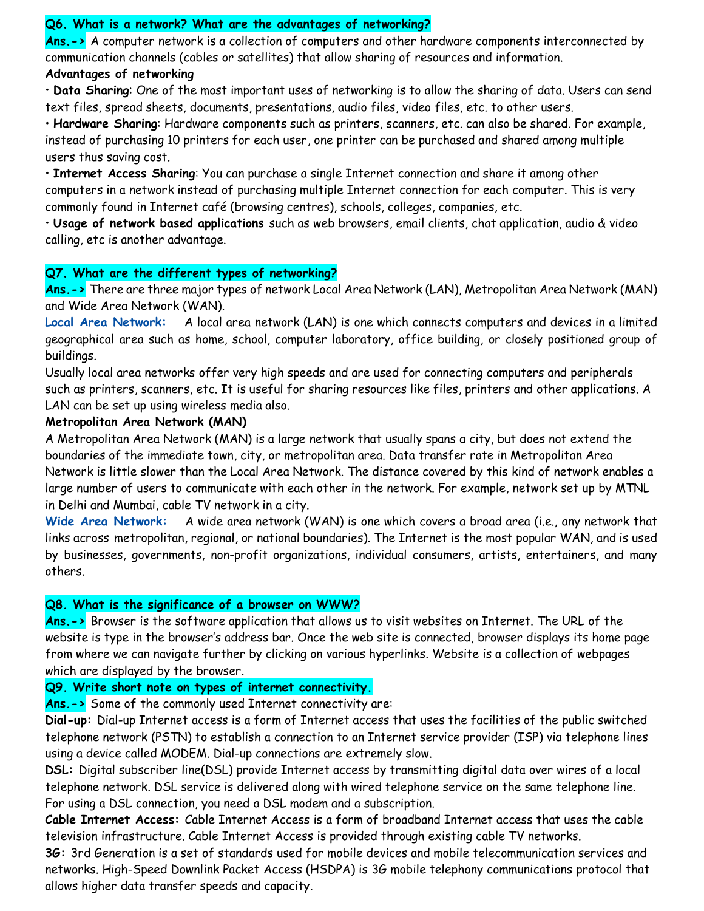**Q6. What is a network? What are the advantages of networking?**

**Ans.->** A computer network is a collection of computers and other hardware components interconnected by communication channels (cables or satellites) that allow sharing of resources and information.

**Advantages of networking**

• **Data Sharing**: One of the most important uses of networking is to allow the sharing of data. Users can send text files, spread sheets, documents, presentations, audio files, video files, etc. to other users.

• **Hardware Sharing**: Hardware components such as printers, scanners, etc. can also be shared. For example, instead of purchasing 10 printers for each user, one printer can be purchased and shared among multiple users thus saving cost.

• **Internet Access Sharing**: You can purchase a single Internet connection and share it among other computers in a network instead of purchasing multiple Internet connection for each computer. This is very commonly found in Internet café (browsing centres), schools, colleges, companies, etc.

• **Usage of network based applications** such as web browsers, email clients, chat application, audio & video calling, etc is another advantage.

**Q7. What are the different types of networking?**

**Ans.->** There are three major types of network Local Area Network (LAN), Metropolitan Area Network (MAN) and Wide Area Network (WAN).

**Local Area Network:** A local area network (LAN) is one which connects computers and devices in a limited geographical area such as home, school, computer laboratory, office building, or closely positioned group of buildings.

Usually local area networks offer very high speeds and are used for connecting computers and peripherals such as printers, scanners, etc. It is useful for sharing resources like files, printers and other applications. A LAN can be set up using wireless media also.

**Metropolitan Area Network (MAN)**

A Metropolitan Area Network (MAN) is a large network that usually spans a city, but does not extend the boundaries of the immediate town, city, or metropolitan area. Data transfer rate in Metropolitan Area Network is little slower than the Local Area Network. The distance covered by this kind of network enables a large number of users to communicate with each other in the network. For example, network set up by MTNL in Delhi and Mumbai, cable TV network in a city.

**Wide Area Network:** A wide area network (WAN) is one which covers a broad area (i.e., any network that links across metropolitan, regional, or national boundaries). The Internet is the most popular WAN, and is used by businesses, governments, non-profit organizations, individual consumers, artists, entertainers, and many others.

**Q8. What is the significance of a browser on WWW?**

**Ans.->** Browser is the software application that allows us to visit websites on Internet. The URL of the website is type in the browser's address bar. Once the web site is connected, browser displays its home page from where we can navigate further by clicking on various hyperlinks. Website is a collection of webpages which are displayed by the browser.

**Q9. Write short note on types of internet connectivity.**

**Ans.->** Some of the commonly used Internet connectivity are:

**Dial-up:** Dial-up Internet access is a form of Internet access that uses the facilities of the public switched telephone network (PSTN) to establish a connection to an Internet service provider (ISP) via telephone lines using a device called MODEM. Dial-up connections are extremely slow.

**DSL:** Digital subscriber line(DSL) provide Internet access by transmitting digital data over wires of a local telephone network. DSL service is delivered along with wired telephone service on the same telephone line. For using a DSL connection, you need a DSL modem and a subscription.

**Cable Internet Access:** Cable Internet Access is a form of broadband Internet access that uses the cable television infrastructure. Cable Internet Access is provided through existing cable TV networks.

**3G:** 3rd Generation is a set of standards used for mobile devices and mobile telecommunication services and networks. High-Speed Downlink Packet Access (HSDPA) is 3G mobile telephony communications protocol that allows higher data transfer speeds and capacity.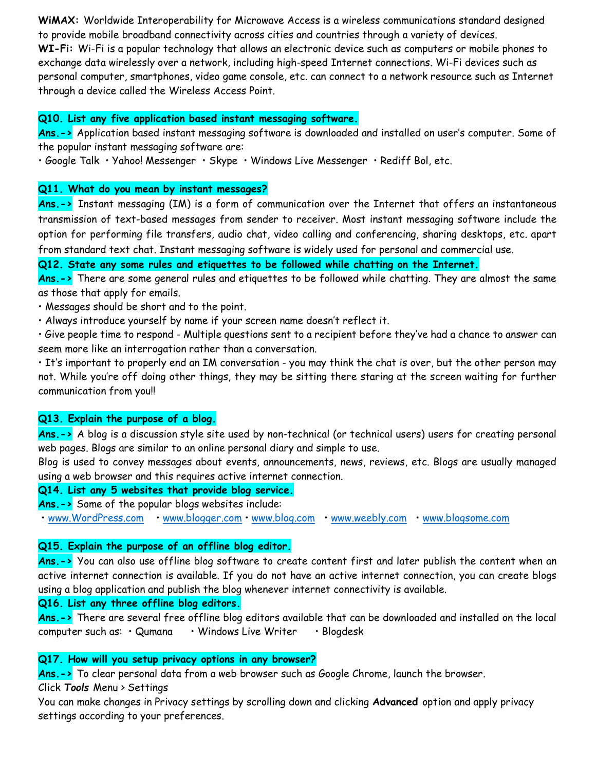**WiMAX:** Worldwide Interoperability for Microwave Access is a wireless communications standard designed to provide mobile broadband connectivity across cities and countries through a variety of devices.
**WI-Fi:** Wi-Fi is a popular technology that allows an electronic device such as computers or mobile phones to exchange data wirelessly over a network, including high-speed Internet connections. Wi-Fi devices such as personal computer, smartphones, video game console, etc. can connect to a network resource such as Internet through a device called the Wireless Access Point.

**Q10. List any five application based instant messaging software.**

**Ans.->** Application based instant messaging software is downloaded and installed on user's computer. Some of the popular instant messaging software are:

• Google Talk • Yahoo! Messenger • Skype • Windows Live Messenger • Rediff Bol, etc.

**Q11. What do you mean by instant messages?**

**Ans.->** Instant messaging (IM) is a form of communication over the Internet that offers an instantaneous transmission of text-based messages from sender to receiver. Most instant messaging software include the option for performing file transfers, audio chat, video calling and conferencing, sharing desktops, etc. apart from standard text chat. Instant messaging software is widely used for personal and commercial use.

**Q12. State any some rules and etiquettes to be followed while chatting on the Internet.**

**Ans.->** There are some general rules and etiquettes to be followed while chatting. They are almost the same as those that apply for emails.

- Messages should be short and to the point.
- Always introduce yourself by name if your screen name doesn't reflect it.
- Give people time to respond - Multiple questions sent to a recipient before they've had a chance to answer can seem more like an interrogation rather than a conversation.
- It's important to properly end an IM conversation - you may think the chat is over, but the other person may not. While you're off doing other things, they may be sitting there staring at the screen waiting for further communication from you!!

**Q13. Explain the purpose of a blog.**

**Ans.->** A blog is a discussion style site used by non-technical (or technical users) users for creating personal web pages. Blogs are similar to an online personal diary and simple to use.

Blog is used to convey messages about events, announcements, news, reviews, etc. Blogs are usually managed using a web browser and this requires active internet connection.

**Q14. List any 5 websites that provide blog service.**

**Ans.->** Some of the popular blogs websites include:

• www.WordPress.com • www.blogger.com • www.blog.com • www.weebly.com • www.blogsome.com

**Q15. Explain the purpose of an offline blog editor.**

**Ans.->** You can also use offline blog software to create content first and later publish the content when an active internet connection is available. If you do not have an active internet connection, you can create blogs using a blog application and publish the blog whenever internet connectivity is available.

**Q16. List any three offline blog editors.**

**Ans.->** There are several free offline blog editors available that can be downloaded and installed on the local computer such as: • Qumana • Windows Live Writer • Blogdesk

**Q17. How will you setup privacy options in any browser?**

**Ans.->** To clear personal data from a web browser such as Google Chrome, launch the browser.

Click ***Tools*** Menu > Settings

You can make changes in Privacy settings by scrolling down and clicking **Advanced** option and apply privacy settings according to your preferences.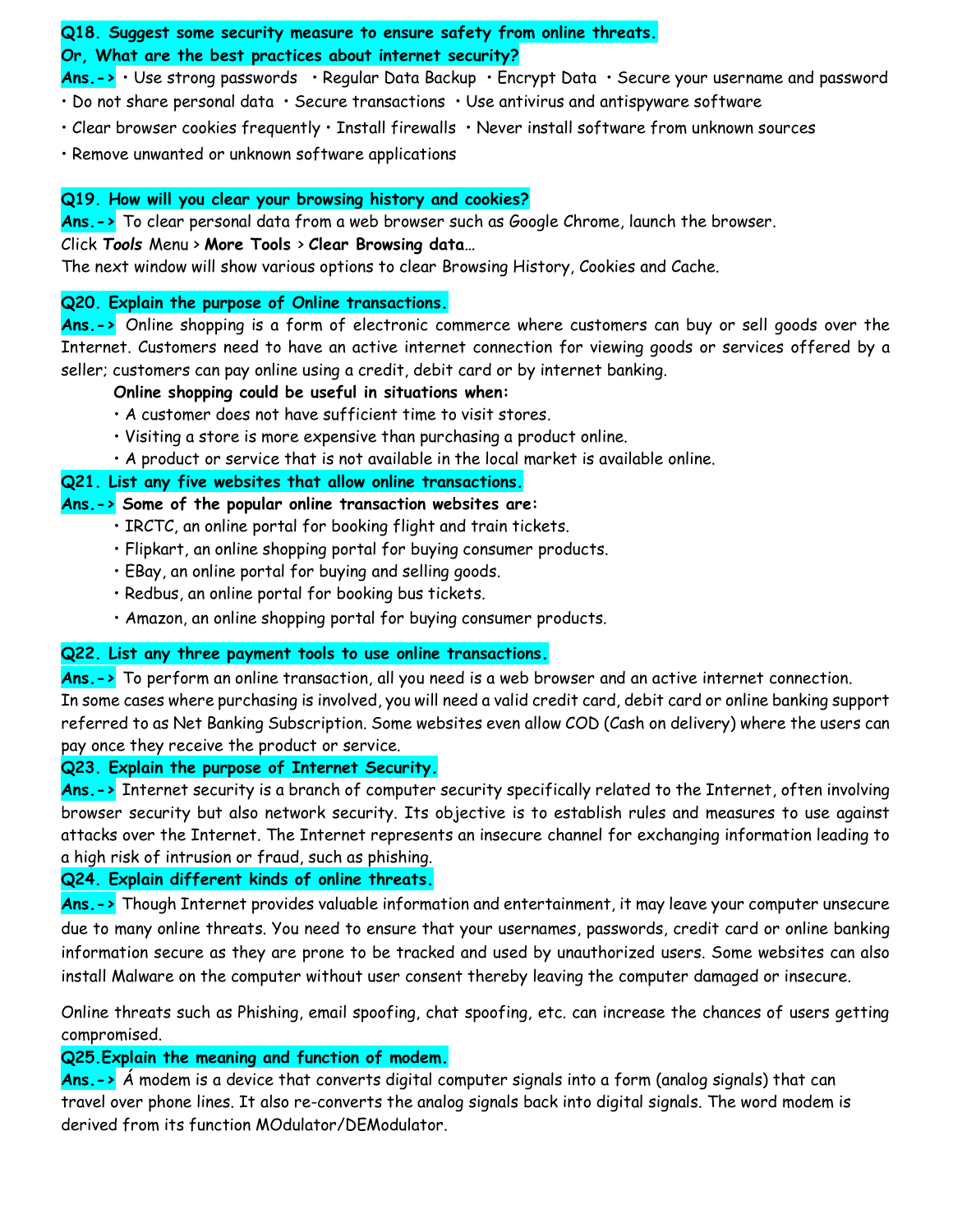**Q18. Suggest some security measure to ensure safety from online threats.**
**Or, What are the best practices about internet security?**

**Ans.->** • Use strong passwords • Regular Data Backup • Encrypt Data • Secure your username and password
• Do not share personal data • Secure transactions • Use antivirus and antispyware software
• Clear browser cookies frequently • Install firewalls • Never install software from unknown sources
• Remove unwanted or unknown software applications

**Q19. How will you clear your browsing history and cookies?**

**Ans.->** To clear personal data from a web browser such as Google Chrome, launch the browser.
Click ***Tools*** Menu > **More Tools** > **Clear Browsing data**…
The next window will show various options to clear Browsing History, Cookies and Cache.

**Q20. Explain the purpose of Online transactions.**

**Ans.->** Online shopping is a form of electronic commerce where customers can buy or sell goods over the Internet. Customers need to have an active internet connection for viewing goods or services offered by a seller; customers can pay online using a credit, debit card or by internet banking.

**Online shopping could be useful in situations when:**

- A customer does not have sufficient time to visit stores.
- Visiting a store is more expensive than purchasing a product online.
- A product or service that is not available in the local market is available online.

**Q21. List any five websites that allow online transactions.**

**Ans.-> Some of the popular online transaction websites are:**

- IRCTC, an online portal for booking flight and train tickets.
- Flipkart, an online shopping portal for buying consumer products.
- EBay, an online portal for buying and selling goods.
- Redbus, an online portal for booking bus tickets.
- Amazon, an online shopping portal for buying consumer products.

**Q22. List any three payment tools to use online transactions.**

**Ans.->** To perform an online transaction, all you need is a web browser and an active internet connection. In some cases where purchasing is involved, you will need a valid credit card, debit card or online banking support referred to as Net Banking Subscription. Some websites even allow COD (Cash on delivery) where the users can pay once they receive the product or service.

**Q23. Explain the purpose of Internet Security.**

**Ans.->** Internet security is a branch of computer security specifically related to the Internet, often involving browser security but also network security. Its objective is to establish rules and measures to use against attacks over the Internet. The Internet represents an insecure channel for exchanging information leading to a high risk of intrusion or fraud, such as phishing.

**Q24. Explain different kinds of online threats.**

**Ans.->** Though Internet provides valuable information and entertainment, it may leave your computer unsecure due to many online threats. You need to ensure that your usernames, passwords, credit card or online banking information secure as they are prone to be tracked and used by unauthorized users. Some websites can also install Malware on the computer without user consent thereby leaving the computer damaged or insecure.

Online threats such as Phishing, email spoofing, chat spoofing, etc. can increase the chances of users getting compromised.

**Q25.Explain the meaning and function of modem.**

**Ans.->** Á modem is a device that converts digital computer signals into a form (analog signals) that can travel over phone lines. It also re-converts the analog signals back into digital signals. The word modem is derived from its function MOdulator/DEModulator.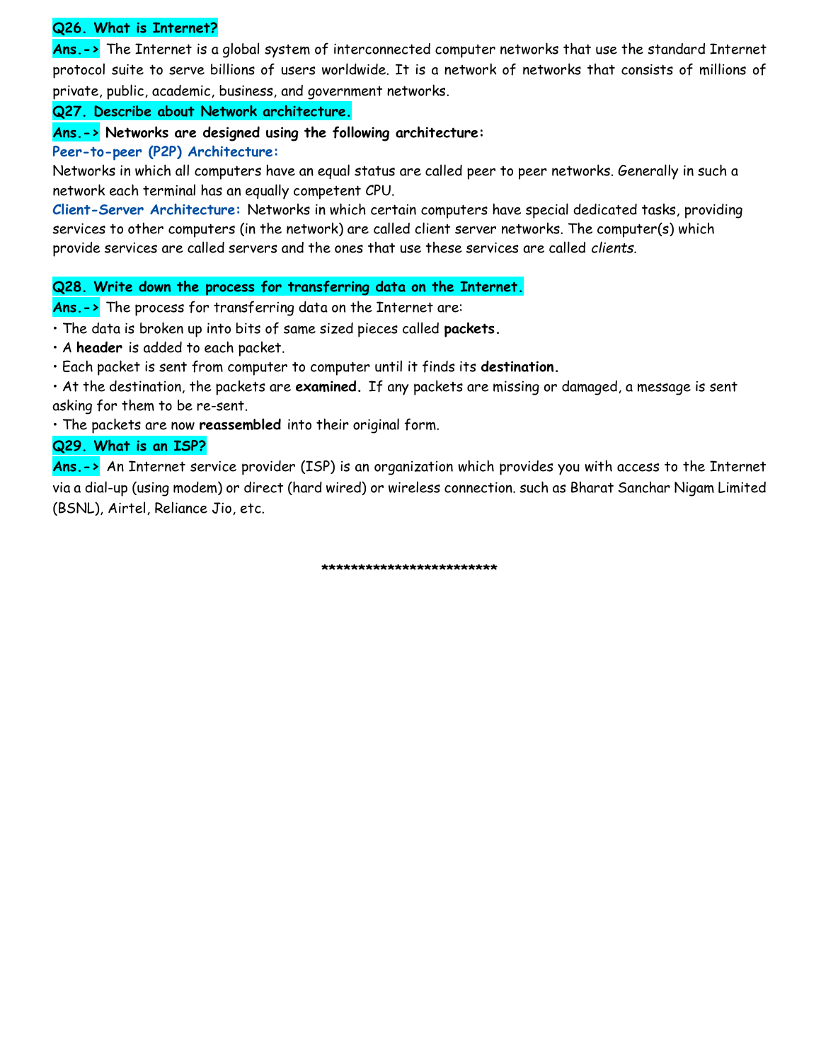**Q26. What is Internet?**

**Ans.->** The Internet is a global system of interconnected computer networks that use the standard Internet protocol suite to serve billions of users worldwide. It is a network of networks that consists of millions of private, public, academic, business, and government networks.

**Q27. Describe about Network architecture.**

**Ans.-> Networks are designed using the following architecture:**

**Peer-to-peer (P2P) Architecture:**

Networks in which all computers have an equal status are called peer to peer networks. Generally in such a network each terminal has an equally competent CPU.

**Client-Server Architecture:** Networks in which certain computers have special dedicated tasks, providing services to other computers (in the network) are called client server networks. The computer(s) which provide services are called servers and the ones that use these services are called *clients*.

**Q28. Write down the process for transferring data on the Internet.**

**Ans.->** The process for transferring data on the Internet are:

- The data is broken up into bits of same sized pieces called **packets.**
- A **header** is added to each packet.
- Each packet is sent from computer to computer until it finds its **destination.**
- At the destination, the packets are **examined.** If any packets are missing or damaged, a message is sent asking for them to be re-sent.
- The packets are now **reassembled** into their original form.

**Q29. What is an ISP?**

**Ans.->** An Internet service provider (ISP) is an organization which provides you with access to the Internet via a dial-up (using modem) or direct (hard wired) or wireless connection. such as Bharat Sanchar Nigam Limited (BSNL), Airtel, Reliance Jio, etc.

*************************